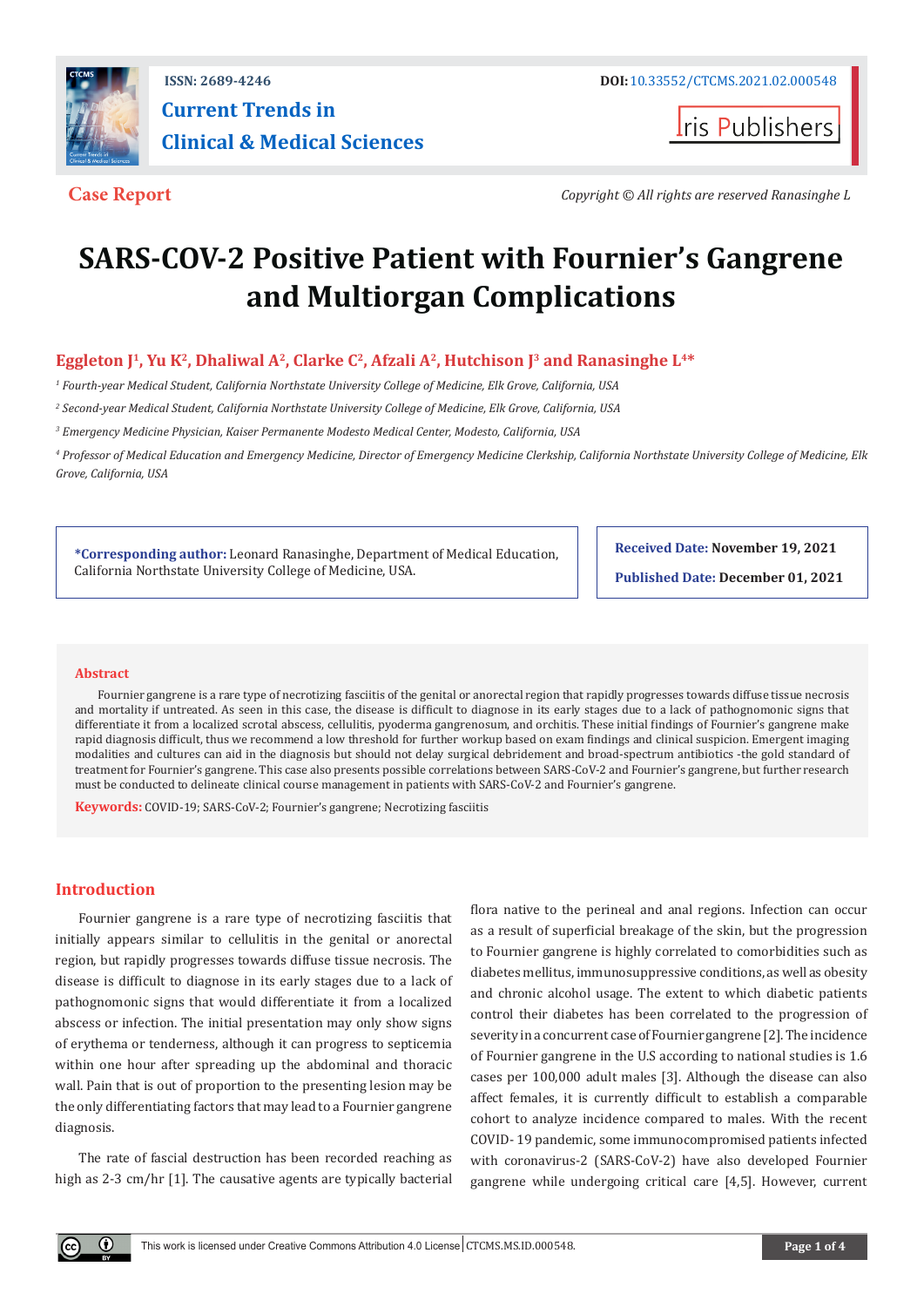ISSN: 2689-4246

DOI: 10.33552/CTCMS.2021.02.000548

**Current Trends in Clinical & Medical Sciences**

Iris Publishers

**Case Report**

*Copyright © All rights are reserved Ranasinghe L*

# SARS-COV-2 Positive Patient with Fournier's Gangrene and Multiorgan Complications

**Eggleton J[1], Yu K[2], Dhaliwal A[2], Clarke C[2], Afzali A[2], Hutchison J[3] and Ranasinghe L[4]***

*[1] Fourth-year Medical Student, California Northstate University College of Medicine, Elk Grove, California, USA*

*[2] Second-year Medical Student, California Northstate University College of Medicine, Elk Grove, California, USA*

*[3] Emergency Medicine Physician, Kaiser Permanente Modesto Medical Center, Modesto, California, USA*

*[4] Professor of Medical Education and Emergency Medicine, Director of Emergency Medicine Clerkship, California Northstate University College of Medicine, Elk Grove, California, USA*

**\*Corresponding author:** Leonard Ranasinghe, Department of Medical Education, California Northstate University College of Medicine, USA.

**Received Date:** November 19, 2021

**Published Date:** December 01, 2021

## Abstract

Fournier gangrene is a rare type of necrotizing fasciitis of the genital or anorectal region that rapidly progresses towards diffuse tissue necrosis and mortality if untreated. As seen in this case, the disease is difficult to diagnose in its early stages due to a lack of pathognomonic signs that differentiate it from a localized scrotal abscess, cellulitis, pyoderma gangrenosum, and orchitis. These initial findings of Fournier's gangrene make rapid diagnosis difficult, thus we recommend a low threshold for further workup based on exam findings and clinical suspicion. Emergent imaging modalities and cultures can aid in the diagnosis but should not delay surgical debridement and broad-spectrum antibiotics -the gold standard of treatment for Fournier's gangrene. This case also presents possible correlations between SARS-CoV-2 and Fournier's gangrene, but further research must be conducted to delineate clinical course management in patients with SARS-CoV-2 and Fournier's gangrene.

**Keywords:** COVID-19; SARS-CoV-2; Fournier's gangrene; Necrotizing fasciitis

## Introduction

Fournier gangrene is a rare type of necrotizing fasciitis that initially appears similar to cellulitis in the genital or anorectal region, but rapidly progresses towards diffuse tissue necrosis. The disease is difficult to diagnose in its early stages due to a lack of pathognomonic signs that would differentiate it from a localized abscess or infection. The initial presentation may only show signs of erythema or tenderness, although it can progress to septicemia within one hour after spreading up the abdominal and thoracic wall. Pain that is out of proportion to the presenting lesion may be the only differentiating factors that may lead to a Fournier gangrene diagnosis.

The rate of fascial destruction has been recorded reaching as high as 2-3 cm/hr [1]. The causative agents are typically bacterial flora native to the perineal and anal regions. Infection can occur as a result of superficial breakage of the skin, but the progression to Fournier gangrene is highly correlated to comorbidities such as diabetes mellitus, immunosuppressive conditions, as well as obesity and chronic alcohol usage. The extent to which diabetic patients control their diabetes has been correlated to the progression of severity in a concurrent case of Fournier gangrene [2]. The incidence of Fournier gangrene in the U.S according to national studies is 1.6 cases per 100,000 adult males [3]. Although the disease can also affect females, it is currently difficult to establish a comparable cohort to analyze incidence compared to males. With the recent COVID- 19 pandemic, some immunocompromised patients infected with coronavirus-2 (SARS-CoV-2) have also developed Fournier gangrene while undergoing critical care [4,5]. However, current

This work is licensed under Creative Commons Attribution 4.0 License | CTCMS.MS.ID.000548.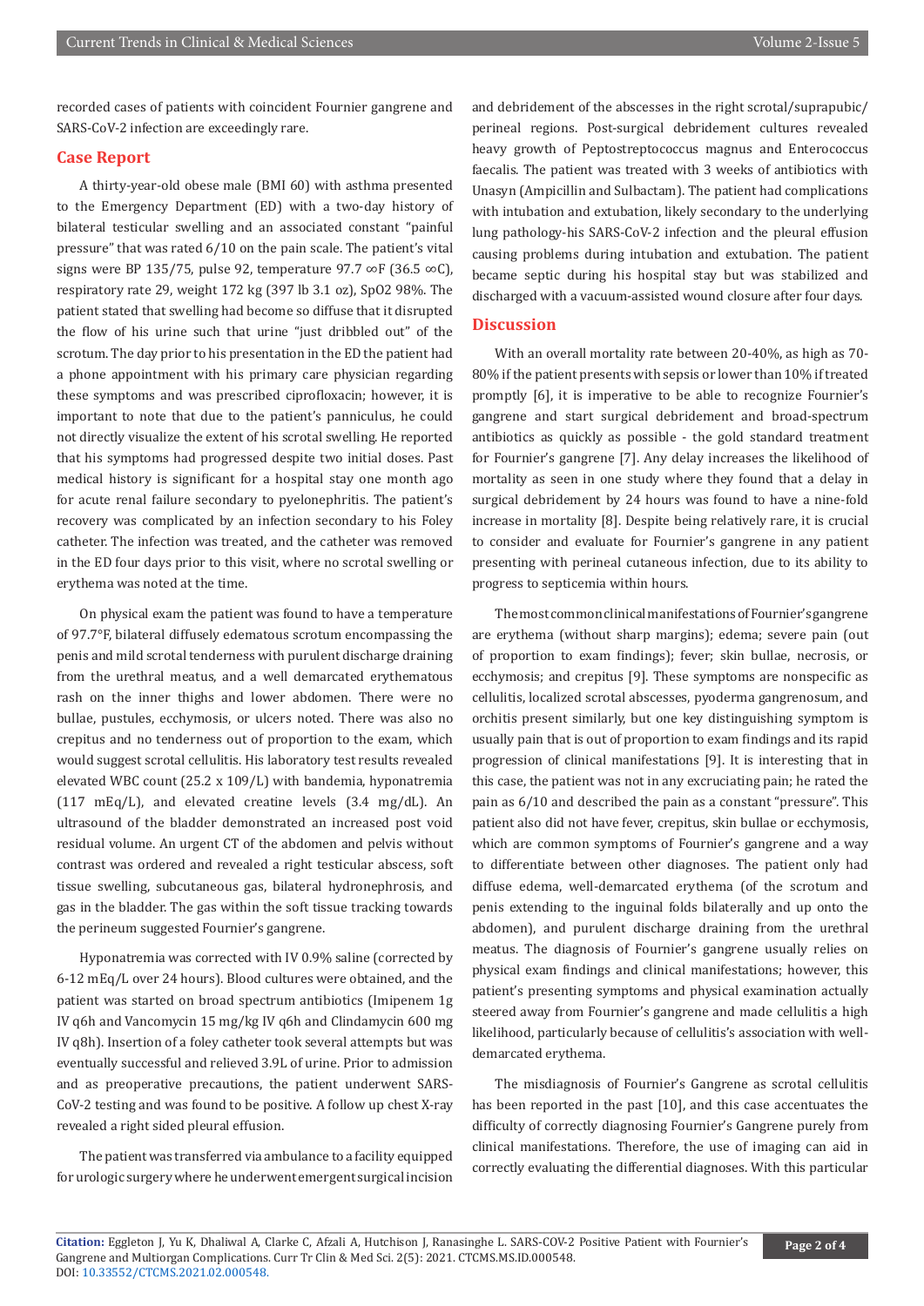recorded cases of patients with coincident Fournier gangrene and SARS-CoV-2 infection are exceedingly rare.

## Case Report

A thirty-year-old obese male (BMI 60) with asthma presented to the Emergency Department (ED) with a two-day history of bilateral testicular swelling and an associated constant "painful pressure" that was rated 6/10 on the pain scale. The patient's vital signs were BP 135/75, pulse 92, temperature 97.7 ∞F (36.5 ∞C), respiratory rate 29, weight 172 kg (397 lb 3.1 oz), SpO2 98%. The patient stated that swelling had become so diffuse that it disrupted the flow of his urine such that urine "just dribbled out" of the scrotum. The day prior to his presentation in the ED the patient had a phone appointment with his primary care physician regarding these symptoms and was prescribed ciprofloxacin; however, it is important to note that due to the patient's panniculus, he could not directly visualize the extent of his scrotal swelling. He reported that his symptoms had progressed despite two initial doses. Past medical history is significant for a hospital stay one month ago for acute renal failure secondary to pyelonephritis. The patient's recovery was complicated by an infection secondary to his Foley catheter. The infection was treated, and the catheter was removed in the ED four days prior to this visit, where no scrotal swelling or erythema was noted at the time.

On physical exam the patient was found to have a temperature of 97.7°F, bilateral diffusely edematous scrotum encompassing the penis and mild scrotal tenderness with purulent discharge draining from the urethral meatus, and a well demarcated erythematous rash on the inner thighs and lower abdomen. There were no bullae, pustules, ecchymosis, or ulcers noted. There was also no crepitus and no tenderness out of proportion to the exam, which would suggest scrotal cellulitis. His laboratory test results revealed elevated WBC count (25.2 x 109/L) with bandemia, hyponatremia (117 mEq/L), and elevated creatine levels (3.4 mg/dL). An ultrasound of the bladder demonstrated an increased post void residual volume. An urgent CT of the abdomen and pelvis without contrast was ordered and revealed a right testicular abscess, soft tissue swelling, subcutaneous gas, bilateral hydronephrosis, and gas in the bladder. The gas within the soft tissue tracking towards the perineum suggested Fournier's gangrene.

Hyponatremia was corrected with IV 0.9% saline (corrected by 6-12 mEq/L over 24 hours). Blood cultures were obtained, and the patient was started on broad spectrum antibiotics (Imipenem 1g IV q6h and Vancomycin 15 mg/kg IV q6h and Clindamycin 600 mg IV q8h). Insertion of a foley catheter took several attempts but was eventually successful and relieved 3.9L of urine. Prior to admission and as preoperative precautions, the patient underwent SARS-CoV-2 testing and was found to be positive. A follow up chest X-ray revealed a right sided pleural effusion.

The patient was transferred via ambulance to a facility equipped for urologic surgery where he underwent emergent surgical incision and debridement of the abscesses in the right scrotal/suprapubic/perineal regions. Post-surgical debridement cultures revealed heavy growth of Peptostreptococcus magnus and Enterococcus faecalis. The patient was treated with 3 weeks of antibiotics with Unasyn (Ampicillin and Sulbactam). The patient had complications with intubation and extubation, likely secondary to the underlying lung pathology-his SARS-CoV-2 infection and the pleural effusion causing problems during intubation and extubation. The patient became septic during his hospital stay but was stabilized and discharged with a vacuum-assisted wound closure after four days.

## Discussion

With an overall mortality rate between 20-40%, as high as 70-80% if the patient presents with sepsis or lower than 10% if treated promptly [6], it is imperative to be able to recognize Fournier's gangrene and start surgical debridement and broad-spectrum antibiotics as quickly as possible - the gold standard treatment for Fournier's gangrene [7]. Any delay increases the likelihood of mortality as seen in one study where they found that a delay in surgical debridement by 24 hours was found to have a nine-fold increase in mortality [8]. Despite being relatively rare, it is crucial to consider and evaluate for Fournier's gangrene in any patient presenting with perineal cutaneous infection, due to its ability to progress to septicemia within hours.

The most common clinical manifestations of Fournier's gangrene are erythema (without sharp margins); edema; severe pain (out of proportion to exam findings); fever; skin bullae, necrosis, or ecchymosis; and crepitus [9]. These symptoms are nonspecific as cellulitis, localized scrotal abscesses, pyoderma gangrenosum, and orchitis present similarly, but one key distinguishing symptom is usually pain that is out of proportion to exam findings and its rapid progression of clinical manifestations [9]. It is interesting that in this case, the patient was not in any excruciating pain; he rated the pain as 6/10 and described the pain as a constant "pressure". This patient also did not have fever, crepitus, skin bullae or ecchymosis, which are common symptoms of Fournier's gangrene and a way to differentiate between other diagnoses. The patient only had diffuse edema, well-demarcated erythema (of the scrotum and penis extending to the inguinal folds bilaterally and up onto the abdomen), and purulent discharge draining from the urethral meatus. The diagnosis of Fournier's gangrene usually relies on physical exam findings and clinical manifestations; however, this patient's presenting symptoms and physical examination actually steered away from Fournier's gangrene and made cellulitis a high likelihood, particularly because of cellulitis's association with well-demarcated erythema.

The misdiagnosis of Fournier's Gangrene as scrotal cellulitis has been reported in the past [10], and this case accentuates the difficulty of correctly diagnosing Fournier's Gangrene purely from clinical manifestations. Therefore, the use of imaging can aid in correctly evaluating the differential diagnoses. With this particular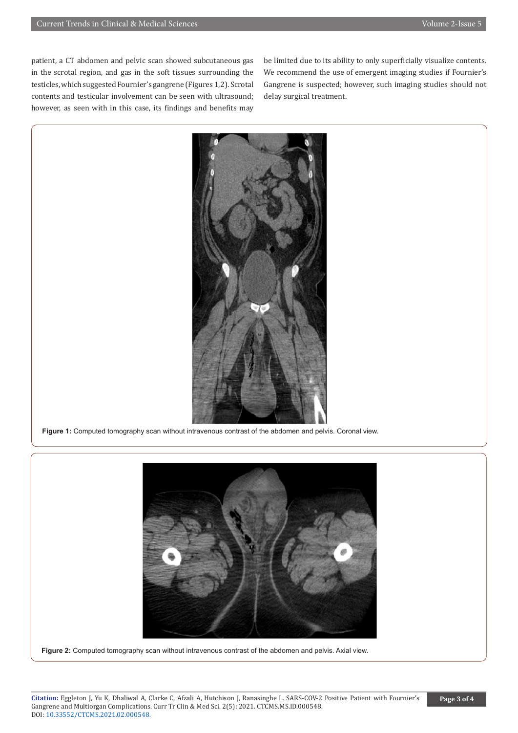patient, a CT abdomen and pelvic scan showed subcutaneous gas in the scrotal region, and gas in the soft tissues surrounding the testicles, which suggested Fournier's gangrene (Figures 1,2). Scrotal contents and testicular involvement can be seen with ultrasound; however, as seen with in this case, its findings and benefits may be limited due to its ability to only superficially visualize contents. We recommend the use of emergent imaging studies if Fournier's Gangrene is suspected; however, such imaging studies should not delay surgical treatment.

**Figure 1:** Computed tomography scan without intravenous contrast of the abdomen and pelvis. Coronal view.

**Figure 2:** Computed tomography scan without intravenous contrast of the abdomen and pelvis. Axial view.

**Citation:** Eggleton J, Yu K, Dhaliwal A, Clarke C, Afzali A, Hutchison J, Ranasinghe L. SARS-COV-2 Positive Patient with Fournier's Gangrene and Multiorgan Complications. Curr Tr Clin & Med Sci. 2(5): 2021. CTCMS.MS.ID.000548.
DOI: 10.33552/CTCMS.2021.02.000548.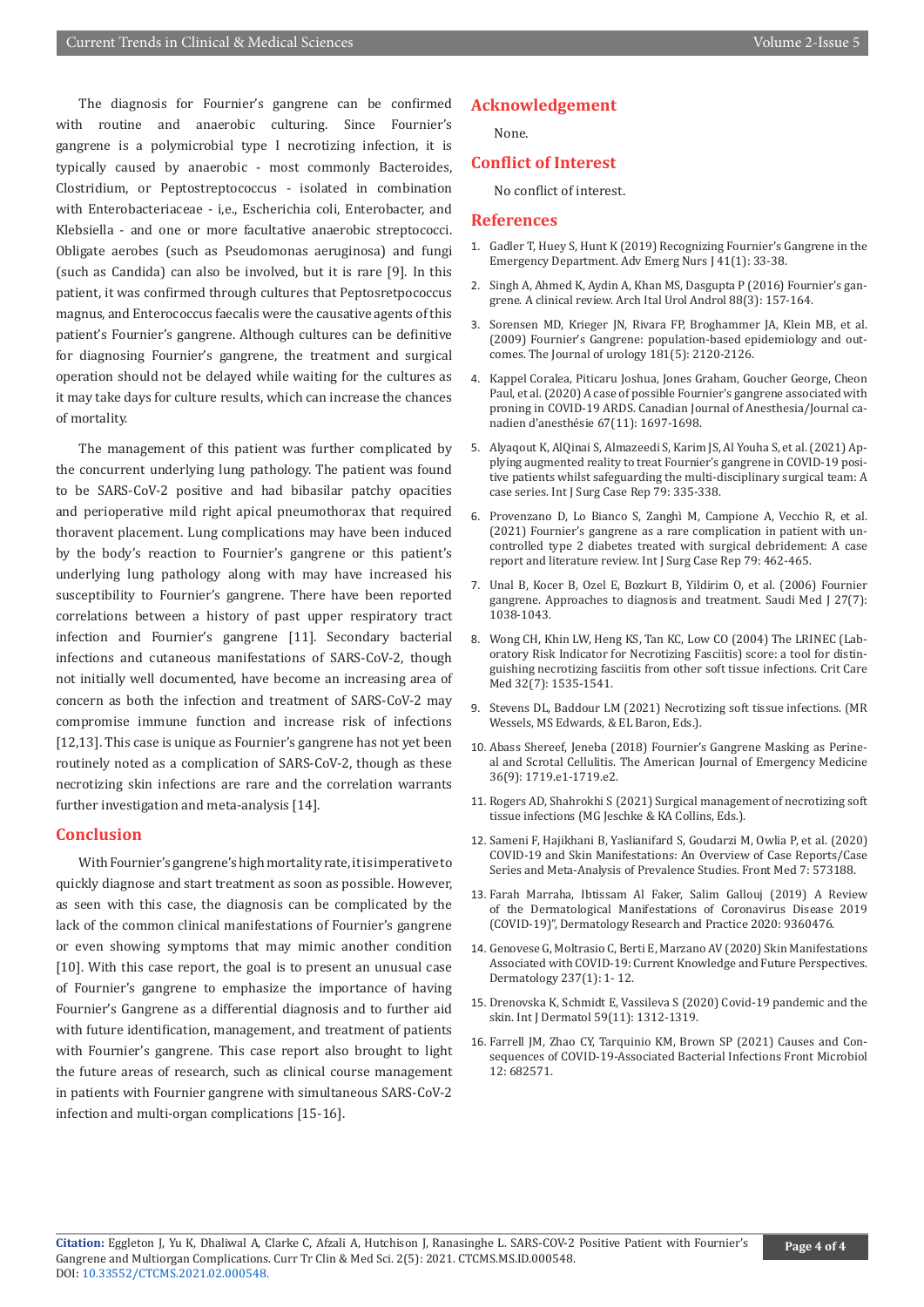The diagnosis for Fournier's gangrene can be confirmed with routine and anaerobic culturing. Since Fournier's gangrene is a polymicrobial type I necrotizing infection, it is typically caused by anaerobic - most commonly Bacteroides, Clostridium, or Peptostreptococcus - isolated in combination with Enterobacteriaceae - i,e., Escherichia coli, Enterobacter, and Klebsiella - and one or more facultative anaerobic streptococci. Obligate aerobes (such as Pseudomonas aeruginosa) and fungi (such as Candida) can also be involved, but it is rare [9]. In this patient, it was confirmed through cultures that Peptosretpococcus magnus, and Enterococcus faecalis were the causative agents of this patient's Fournier's gangrene. Although cultures can be definitive for diagnosing Fournier's gangrene, the treatment and surgical operation should not be delayed while waiting for the cultures as it may take days for culture results, which can increase the chances of mortality.

The management of this patient was further complicated by the concurrent underlying lung pathology. The patient was found to be SARS-CoV-2 positive and had bibasilar patchy opacities and perioperative mild right apical pneumothorax that required thoravent placement. Lung complications may have been induced by the body's reaction to Fournier's gangrene or this patient's underlying lung pathology along with may have increased his susceptibility to Fournier's gangrene. There have been reported correlations between a history of past upper respiratory tract infection and Fournier's gangrene [11]. Secondary bacterial infections and cutaneous manifestations of SARS-CoV-2, though not initially well documented, have become an increasing area of concern as both the infection and treatment of SARS-CoV-2 may compromise immune function and increase risk of infections [12,13]. This case is unique as Fournier's gangrene has not yet been routinely noted as a complication of SARS-CoV-2, though as these necrotizing skin infections are rare and the correlation warrants further investigation and meta-analysis [14].

## Conclusion

With Fournier's gangrene's high mortality rate, it is imperative to quickly diagnose and start treatment as soon as possible. However, as seen with this case, the diagnosis can be complicated by the lack of the common clinical manifestations of Fournier's gangrene or even showing symptoms that may mimic another condition [10]. With this case report, the goal is to present an unusual case of Fournier's gangrene to emphasize the importance of having Fournier's Gangrene as a differential diagnosis and to further aid with future identification, management, and treatment of patients with Fournier's gangrene. This case report also brought to light the future areas of research, such as clinical course management in patients with Fournier gangrene with simultaneous SARS-CoV-2 infection and multi-organ complications [15-16].

## Acknowledgement

None.

## Conflict of Interest

No conflict of interest.

## References

1. Gadler T, Huey S, Hunt K (2019) Recognizing Fournier's Gangrene in the Emergency Department. Adv Emerg Nurs J 41(1): 33-38.
2. Singh A, Ahmed K, Aydin A, Khan MS, Dasgupta P (2016) Fournier's gangrene. A clinical review. Arch Ital Urol Androl 88(3): 157-164.
3. Sorensen MD, Krieger JN, Rivara FP, Broghammer JA, Klein MB, et al. (2009) Fournier's Gangrene: population-based epidemiology and outcomes. The Journal of urology 181(5): 2120-2126.
4. Kappel Coralea, Piticaru Joshua, Jones Graham, Goucher George, Cheon Paul, et al. (2020) A case of possible Fournier's gangrene associated with proning in COVID-19 ARDS. Canadian Journal of Anesthesia/Journal canadien d'anesthésie 67(11): 1697-1698.
5. Alyaqout K, AlQinai S, Almazeedi S, Karim JS, Al Youha S, et al. (2021) Applying augmented reality to treat Fournier's gangrene in COVID-19 positive patients whilst safeguarding the multi-disciplinary surgical team: A case series. Int J Surg Case Rep 79: 335-338.
6. Provenzano D, Lo Bianco S, Zanghì M, Campione A, Vecchio R, et al. (2021) Fournier's gangrene as a rare complication in patient with uncontrolled type 2 diabetes treated with surgical debridement: A case report and literature review. Int J Surg Case Rep 79: 462-465.
7. Unal B, Kocer B, Ozel E, Bozkurt B, Yildirim O, et al. (2006) Fournier gangrene. Approaches to diagnosis and treatment. Saudi Med J 27(7): 1038-1043.
8. Wong CH, Khin LW, Heng KS, Tan KC, Low CO (2004) The LRINEC (Laboratory Risk Indicator for Necrotizing Fasciitis) score: a tool for distinguishing necrotizing fasciitis from other soft tissue infections. Crit Care Med 32(7): 1535-1541.
9. Stevens DL, Baddour LM (2021) Necrotizing soft tissue infections. (MR Wessels, MS Edwards, & EL Baron, Eds.).
10. Abass Shereef, Jeneba (2018) Fournier's Gangrene Masking as Perineal and Scrotal Cellulitis. The American Journal of Emergency Medicine 36(9): 1719.e1-1719.e2.
11. Rogers AD, Shahrokhi S (2021) Surgical management of necrotizing soft tissue infections (MG Jeschke & KA Collins, Eds.).
12. Sameni F, Hajikhani B, Yaslianifard S, Goudarzi M, Owlia P, et al. (2020) COVID-19 and Skin Manifestations: An Overview of Case Reports/Case Series and Meta-Analysis of Prevalence Studies. Front Med 7: 573188.
13. Farah Marraha, Ibtissam Al Faker, Salim Gallouj (2019) A Review of the Dermatological Manifestations of Coronavirus Disease 2019 (COVID-19)", Dermatology Research and Practice 2020: 9360476.
14. Genovese G, Moltrasio C, Berti E, Marzano AV (2020) Skin Manifestations Associated with COVID-19: Current Knowledge and Future Perspectives. Dermatology 237(1): 1- 12.
15. Drenovska K, Schmidt E, Vassileva S (2020) Covid-19 pandemic and the skin. Int J Dermatol 59(11): 1312-1319.
16. Farrell JM, Zhao CY, Tarquinio KM, Brown SP (2021) Causes and Consequences of COVID-19-Associated Bacterial Infections Front Microbiol 12: 682571.

**Citation:** Eggleton J, Yu K, Dhaliwal A, Clarke C, Afzali A, Hutchison J, Ranasinghe L. SARS-COV-2 Positive Patient with Fournier's Gangrene and Multiorgan Complications. Curr Tr Clin & Med Sci. 2(5): 2021. CTCMS.MS.ID.000548. DOI: 10.33552/CTCMS.2021.02.000548.